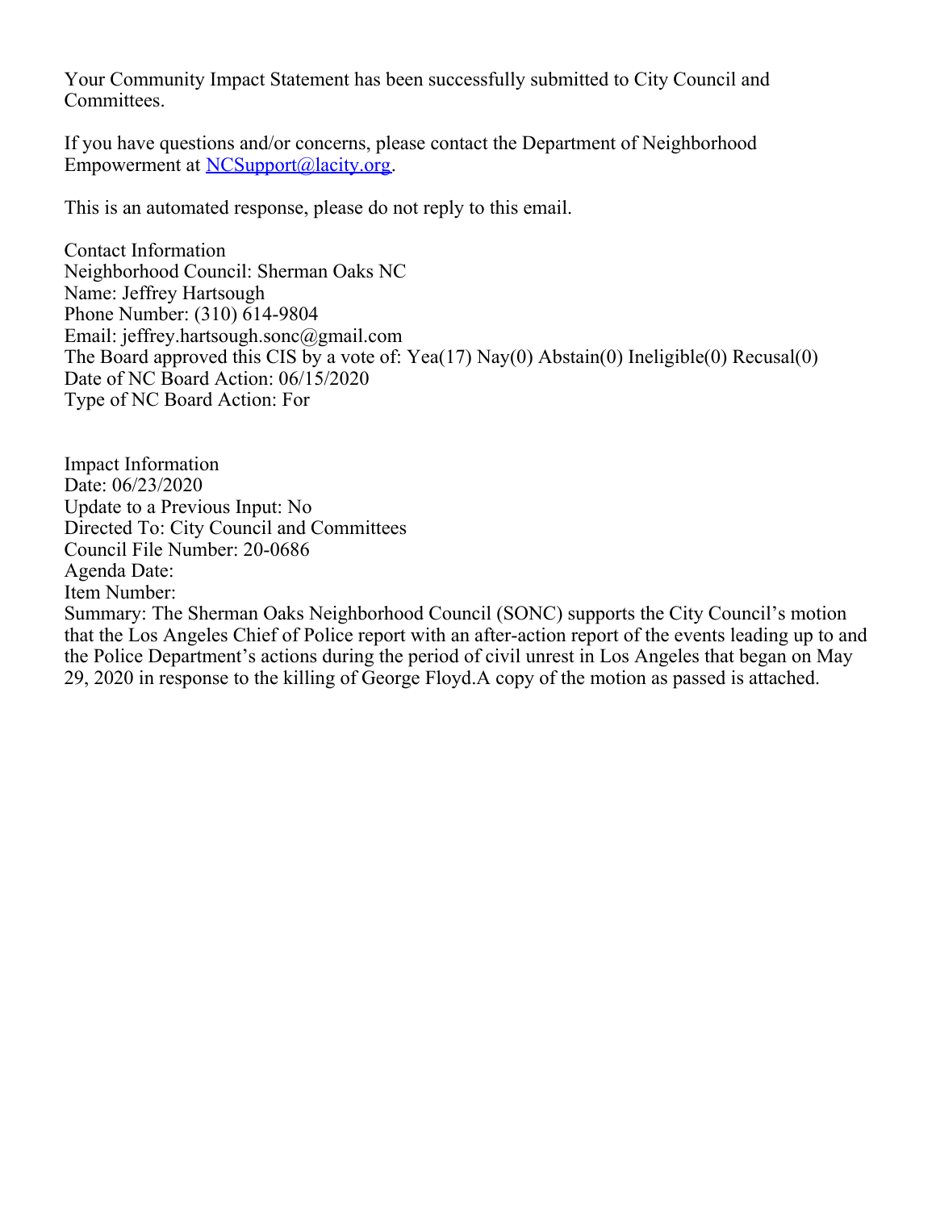Your Community Impact Statement has been successfully submitted to City Council and Committees.

If you have questions and/or concerns, please contact the Department of Neighborhood Empowerment at [NCSupport@lacity.org](mailto:NCSupport@lacity.org).

This is an automated response, please do not reply to this email.

Contact Information
Neighborhood Council: Sherman Oaks NC
Name: Jeffrey Hartsough
Phone Number: (310) 614-9804
Email: jeffrey.hartsough.sonc@gmail.com
The Board approved this CIS by a vote of: Yea(17) Nay(0) Abstain(0) Ineligible(0) Recusal(0)
Date of NC Board Action: 06/15/2020
Type of NC Board Action: For

Impact Information
Date: 06/23/2020
Update to a Previous Input: No
Directed To: City Council and Committees
Council File Number: 20-0686
Agenda Date:
Item Number:
Summary: The Sherman Oaks Neighborhood Council (SONC) supports the City Council's motion that the Los Angeles Chief of Police report with an after-action report of the events leading up to and the Police Department's actions during the period of civil unrest in Los Angeles that began on May 29, 2020 in response to the killing of George Floyd.A copy of the motion as passed is attached.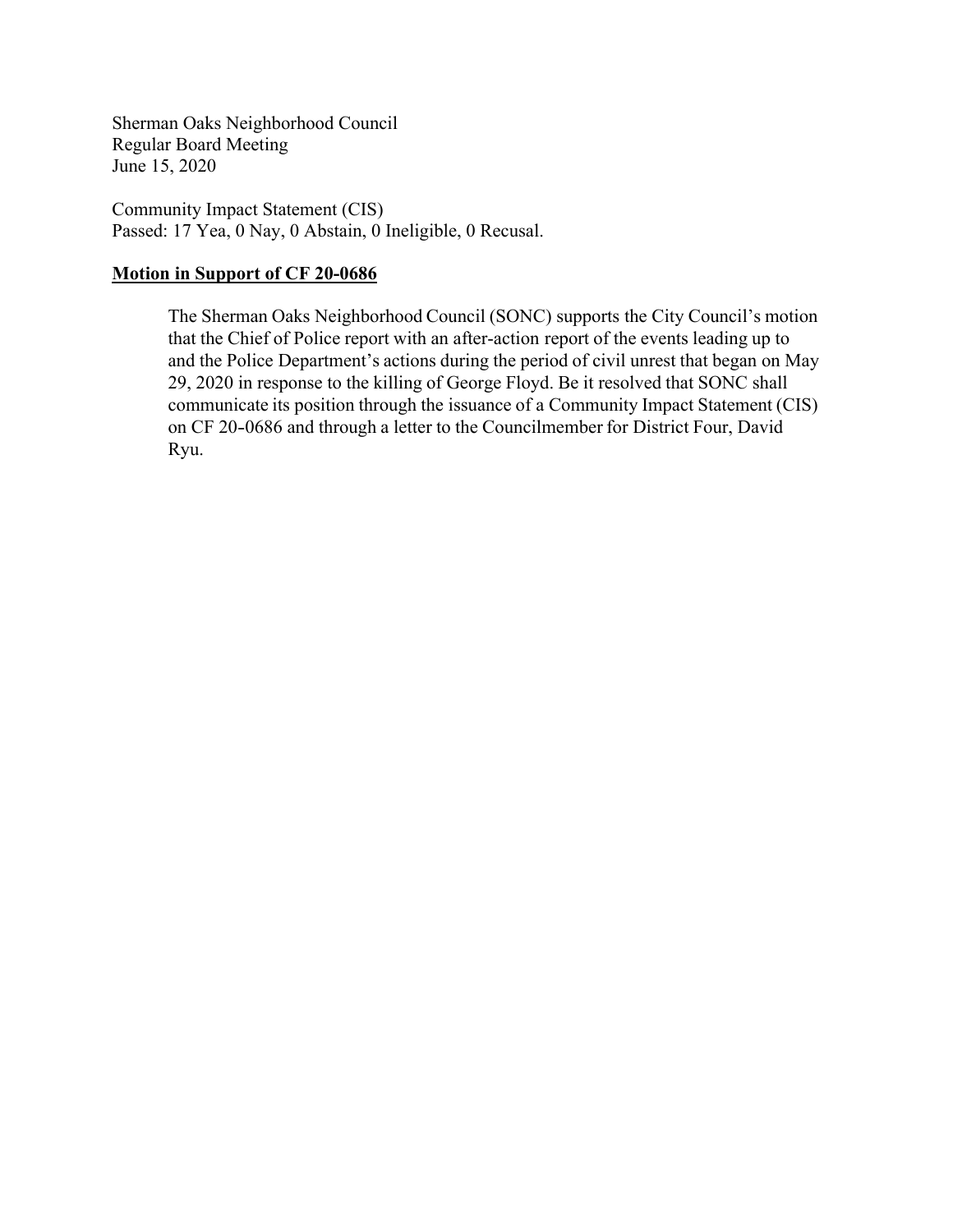Sherman Oaks Neighborhood Council
Regular Board Meeting
June 15, 2020

Community Impact Statement (CIS)
Passed: 17 Yea, 0 Nay, 0 Abstain, 0 Ineligible, 0 Recusal.

**Motion in Support of CF 20-0686**

> The Sherman Oaks Neighborhood Council (SONC) supports the City Council's motion that the Chief of Police report with an after-action report of the events leading up to and the Police Department's actions during the period of civil unrest that began on May 29, 2020 in response to the killing of George Floyd. Be it resolved that SONC shall communicate its position through the issuance of a Community Impact Statement (CIS) on CF 20-0686 and through a letter to the Councilmember for District Four, David Ryu.